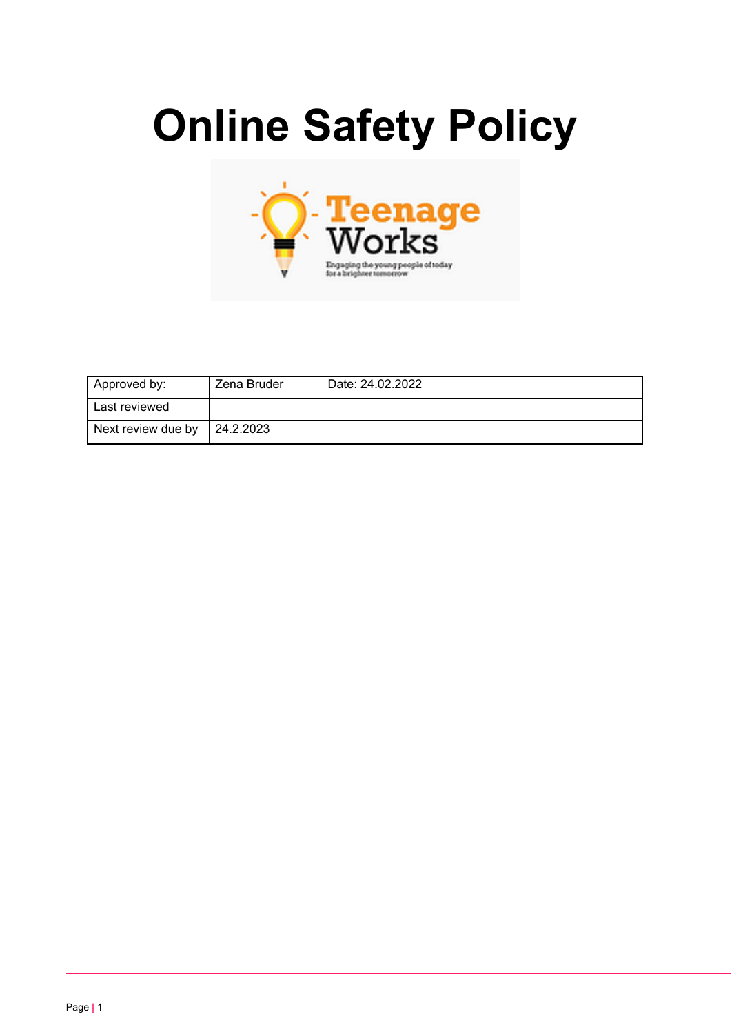# Online Safety Policy

| Approved by: | Zena Bruder Date: 24.02.2022 |
|---|---|
| Last reviewed | |
| Next review due by | 24.2.2023 |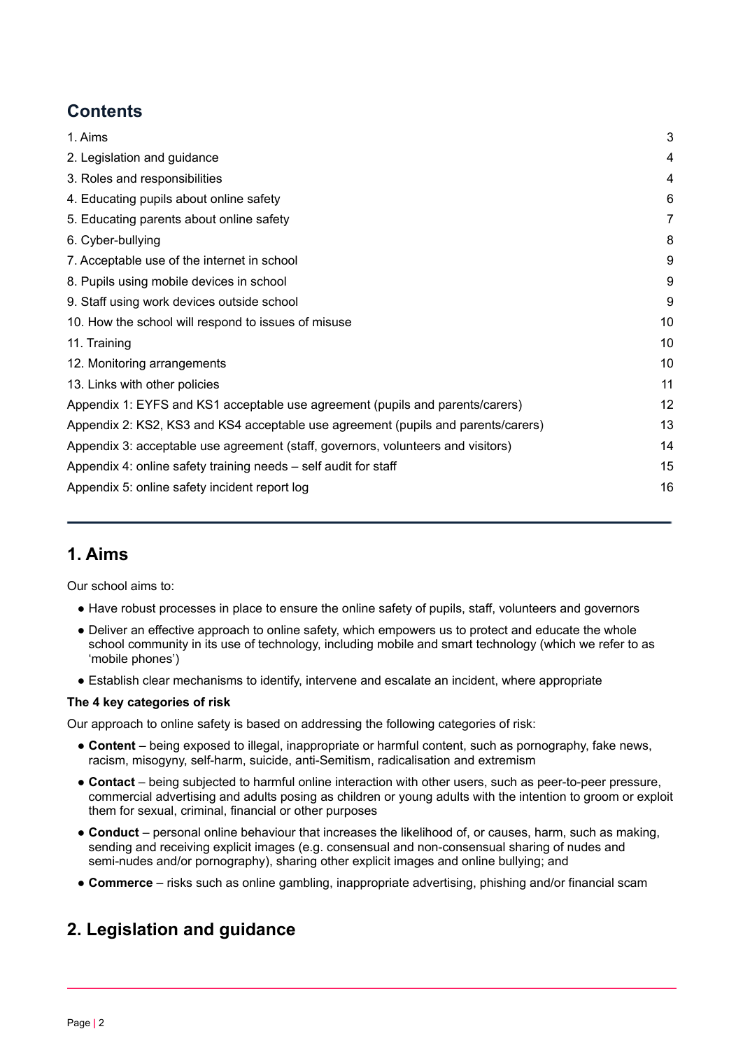## Contents

| | |
|---|---|
| 1. Aims | 3 |
| 2. Legislation and guidance | 4 |
| 3. Roles and responsibilities | 4 |
| 4. Educating pupils about online safety | 6 |
| 5. Educating parents about online safety | 7 |
| 6. Cyber-bullying | 8 |
| 7. Acceptable use of the internet in school | 9 |
| 8. Pupils using mobile devices in school | 9 |
| 9. Staff using work devices outside school | 9 |
| 10. How the school will respond to issues of misuse | 10 |
| 11. Training | 10 |
| 12. Monitoring arrangements | 10 |
| 13. Links with other policies | 11 |
| Appendix 1: EYFS and KS1 acceptable use agreement (pupils and parents/carers) | 12 |
| Appendix 2: KS2, KS3 and KS4 acceptable use agreement (pupils and parents/carers) | 13 |
| Appendix 3: acceptable use agreement (staff, governors, volunteers and visitors) | 14 |
| Appendix 4: online safety training needs – self audit for staff | 15 |
| Appendix 5: online safety incident report log | 16 |

---

## 1. Aims

Our school aims to:

- Have robust processes in place to ensure the online safety of pupils, staff, volunteers and governors
- Deliver an effective approach to online safety, which empowers us to protect and educate the whole school community in its use of technology, including mobile and smart technology (which we refer to as 'mobile phones')
- Establish clear mechanisms to identify, intervene and escalate an incident, where appropriate

**The 4 key categories of risk**

Our approach to online safety is based on addressing the following categories of risk:

- **Content** – being exposed to illegal, inappropriate or harmful content, such as pornography, fake news, racism, misogyny, self-harm, suicide, anti-Semitism, radicalisation and extremism
- **Contact** – being subjected to harmful online interaction with other users, such as peer-to-peer pressure, commercial advertising and adults posing as children or young adults with the intention to groom or exploit them for sexual, criminal, financial or other purposes
- **Conduct** – personal online behaviour that increases the likelihood of, or causes, harm, such as making, sending and receiving explicit images (e.g. consensual and non-consensual sharing of nudes and semi-nudes and/or pornography), sharing other explicit images and online bullying; and
- **Commerce** – risks such as online gambling, inappropriate advertising, phishing and/or financial scam

## 2. Legislation and guidance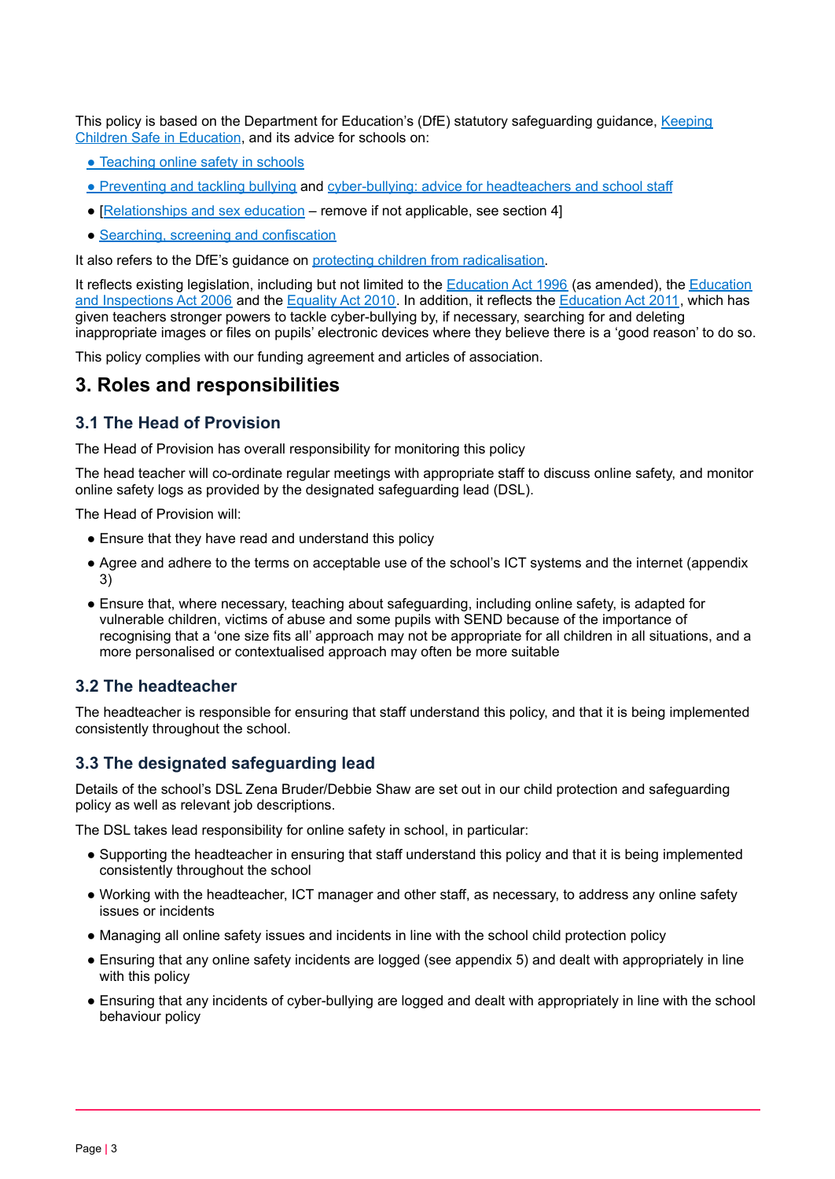This policy is based on the Department for Education's (DfE) statutory safeguarding guidance, Keeping Children Safe in Education, and its advice for schools on:

- Teaching online safety in schools
- Preventing and tackling bullying and cyber-bullying: advice for headteachers and school staff
- [Relationships and sex education – remove if not applicable, see section 4]
- Searching, screening and confiscation

It also refers to the DfE's guidance on protecting children from radicalisation.

It reflects existing legislation, including but not limited to the Education Act 1996 (as amended), the Education and Inspections Act 2006 and the Equality Act 2010. In addition, it reflects the Education Act 2011, which has given teachers stronger powers to tackle cyber-bullying by, if necessary, searching for and deleting inappropriate images or files on pupils' electronic devices where they believe there is a 'good reason' to do so.

This policy complies with our funding agreement and articles of association.

## 3. Roles and responsibilities

### 3.1 The Head of Provision

The Head of Provision has overall responsibility for monitoring this policy

The head teacher will co-ordinate regular meetings with appropriate staff to discuss online safety, and monitor online safety logs as provided by the designated safeguarding lead (DSL).

The Head of Provision will:

- Ensure that they have read and understand this policy
- Agree and adhere to the terms on acceptable use of the school's ICT systems and the internet (appendix 3)
- Ensure that, where necessary, teaching about safeguarding, including online safety, is adapted for vulnerable children, victims of abuse and some pupils with SEND because of the importance of recognising that a 'one size fits all' approach may not be appropriate for all children in all situations, and a more personalised or contextualised approach may often be more suitable

### 3.2 The headteacher

The headteacher is responsible for ensuring that staff understand this policy, and that it is being implemented consistently throughout the school.

### 3.3 The designated safeguarding lead

Details of the school's DSL Zena Bruder/Debbie Shaw are set out in our child protection and safeguarding policy as well as relevant job descriptions.

The DSL takes lead responsibility for online safety in school, in particular:

- Supporting the headteacher in ensuring that staff understand this policy and that it is being implemented consistently throughout the school
- Working with the headteacher, ICT manager and other staff, as necessary, to address any online safety issues or incidents
- Managing all online safety issues and incidents in line with the school child protection policy
- Ensuring that any online safety incidents are logged (see appendix 5) and dealt with appropriately in line with this policy
- Ensuring that any incidents of cyber-bullying are logged and dealt with appropriately in line with the school behaviour policy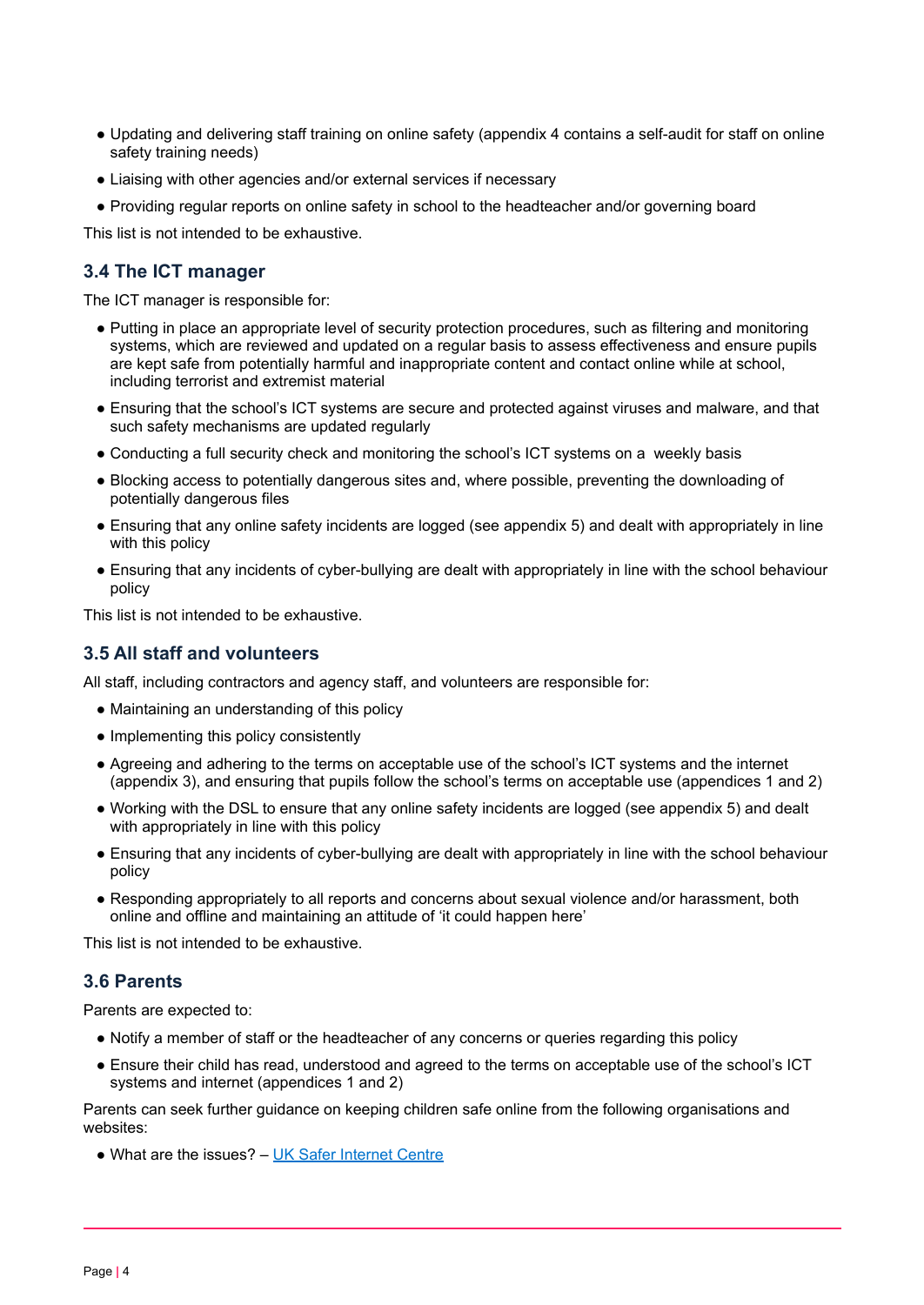- Updating and delivering staff training on online safety (appendix 4 contains a self-audit for staff on online safety training needs)
- Liaising with other agencies and/or external services if necessary
- Providing regular reports on online safety in school to the headteacher and/or governing board

This list is not intended to be exhaustive.

### 3.4 The ICT manager

The ICT manager is responsible for:

- Putting in place an appropriate level of security protection procedures, such as filtering and monitoring systems, which are reviewed and updated on a regular basis to assess effectiveness and ensure pupils are kept safe from potentially harmful and inappropriate content and contact online while at school, including terrorist and extremist material
- Ensuring that the school's ICT systems are secure and protected against viruses and malware, and that such safety mechanisms are updated regularly
- Conducting a full security check and monitoring the school's ICT systems on a weekly basis
- Blocking access to potentially dangerous sites and, where possible, preventing the downloading of potentially dangerous files
- Ensuring that any online safety incidents are logged (see appendix 5) and dealt with appropriately in line with this policy
- Ensuring that any incidents of cyber-bullying are dealt with appropriately in line with the school behaviour policy

This list is not intended to be exhaustive.

### 3.5 All staff and volunteers

All staff, including contractors and agency staff, and volunteers are responsible for:

- Maintaining an understanding of this policy
- Implementing this policy consistently
- Agreeing and adhering to the terms on acceptable use of the school's ICT systems and the internet (appendix 3), and ensuring that pupils follow the school's terms on acceptable use (appendices 1 and 2)
- Working with the DSL to ensure that any online safety incidents are logged (see appendix 5) and dealt with appropriately in line with this policy
- Ensuring that any incidents of cyber-bullying are dealt with appropriately in line with the school behaviour policy
- Responding appropriately to all reports and concerns about sexual violence and/or harassment, both online and offline and maintaining an attitude of 'it could happen here'

This list is not intended to be exhaustive.

### 3.6 Parents

Parents are expected to:

- Notify a member of staff or the headteacher of any concerns or queries regarding this policy
- Ensure their child has read, understood and agreed to the terms on acceptable use of the school's ICT systems and internet (appendices 1 and 2)

Parents can seek further guidance on keeping children safe online from the following organisations and websites:

- What are the issues? – UK Safer Internet Centre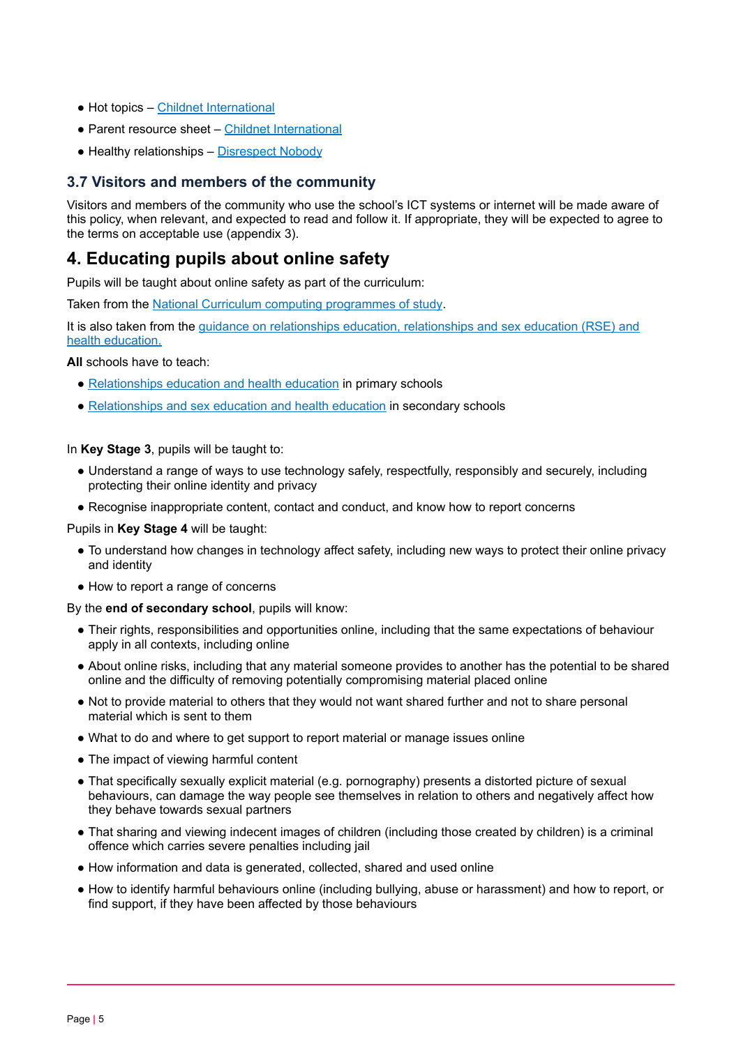- Hot topics – Childnet International
- Parent resource sheet – Childnet International
- Healthy relationships – Disrespect Nobody

### 3.7 Visitors and members of the community

Visitors and members of the community who use the school's ICT systems or internet will be made aware of this policy, when relevant, and expected to read and follow it. If appropriate, they will be expected to agree to the terms on acceptable use (appendix 3).

## 4. Educating pupils about online safety

Pupils will be taught about online safety as part of the curriculum:

Taken from the National Curriculum computing programmes of study.

It is also taken from the guidance on relationships education, relationships and sex education (RSE) and health education.

**All** schools have to teach:

- Relationships education and health education in primary schools
- Relationships and sex education and health education in secondary schools

In **Key Stage 3**, pupils will be taught to:

- Understand a range of ways to use technology safely, respectfully, responsibly and securely, including protecting their online identity and privacy
- Recognise inappropriate content, contact and conduct, and know how to report concerns

Pupils in **Key Stage 4** will be taught:

- To understand how changes in technology affect safety, including new ways to protect their online privacy and identity
- How to report a range of concerns

By the **end of secondary school**, pupils will know:

- Their rights, responsibilities and opportunities online, including that the same expectations of behaviour apply in all contexts, including online
- About online risks, including that any material someone provides to another has the potential to be shared online and the difficulty of removing potentially compromising material placed online
- Not to provide material to others that they would not want shared further and not to share personal material which is sent to them
- What to do and where to get support to report material or manage issues online
- The impact of viewing harmful content
- That specifically sexually explicit material (e.g. pornography) presents a distorted picture of sexual behaviours, can damage the way people see themselves in relation to others and negatively affect how they behave towards sexual partners
- That sharing and viewing indecent images of children (including those created by children) is a criminal offence which carries severe penalties including jail
- How information and data is generated, collected, shared and used online
- How to identify harmful behaviours online (including bullying, abuse or harassment) and how to report, or find support, if they have been affected by those behaviours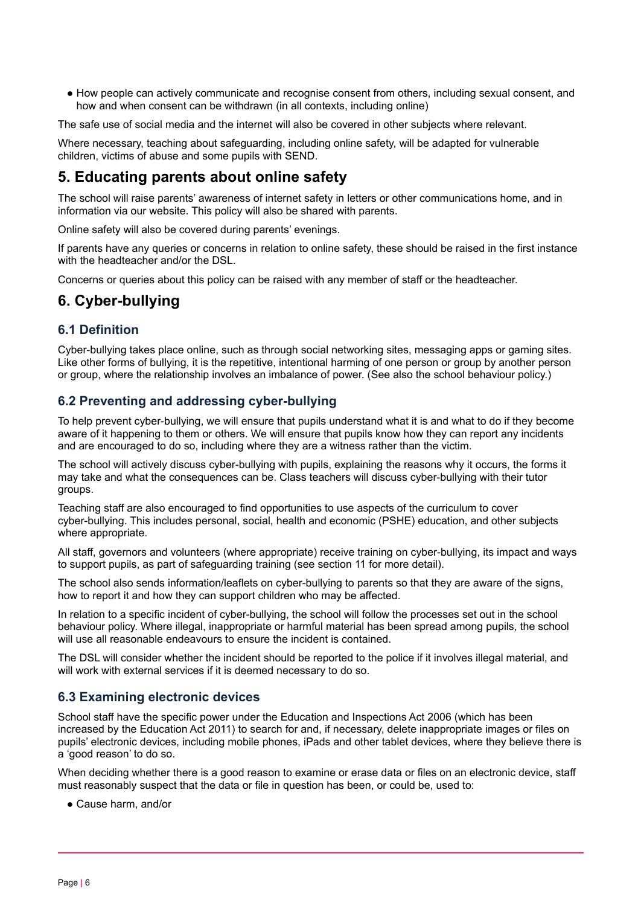- How people can actively communicate and recognise consent from others, including sexual consent, and how and when consent can be withdrawn (in all contexts, including online)

The safe use of social media and the internet will also be covered in other subjects where relevant.

Where necessary, teaching about safeguarding, including online safety, will be adapted for vulnerable children, victims of abuse and some pupils with SEND.

## 5. Educating parents about online safety

The school will raise parents' awareness of internet safety in letters or other communications home, and in information via our website. This policy will also be shared with parents.

Online safety will also be covered during parents' evenings.

If parents have any queries or concerns in relation to online safety, these should be raised in the first instance with the headteacher and/or the DSL.

Concerns or queries about this policy can be raised with any member of staff or the headteacher.

## 6. Cyber-bullying

### 6.1 Definition

Cyber-bullying takes place online, such as through social networking sites, messaging apps or gaming sites. Like other forms of bullying, it is the repetitive, intentional harming of one person or group by another person or group, where the relationship involves an imbalance of power. (See also the school behaviour policy.)

### 6.2 Preventing and addressing cyber-bullying

To help prevent cyber-bullying, we will ensure that pupils understand what it is and what to do if they become aware of it happening to them or others. We will ensure that pupils know how they can report any incidents and are encouraged to do so, including where they are a witness rather than the victim.

The school will actively discuss cyber-bullying with pupils, explaining the reasons why it occurs, the forms it may take and what the consequences can be. Class teachers will discuss cyber-bullying with their tutor groups.

Teaching staff are also encouraged to find opportunities to use aspects of the curriculum to cover cyber-bullying. This includes personal, social, health and economic (PSHE) education, and other subjects where appropriate.

All staff, governors and volunteers (where appropriate) receive training on cyber-bullying, its impact and ways to support pupils, as part of safeguarding training (see section 11 for more detail).

The school also sends information/leaflets on cyber-bullying to parents so that they are aware of the signs, how to report it and how they can support children who may be affected.

In relation to a specific incident of cyber-bullying, the school will follow the processes set out in the school behaviour policy. Where illegal, inappropriate or harmful material has been spread among pupils, the school will use all reasonable endeavours to ensure the incident is contained.

The DSL will consider whether the incident should be reported to the police if it involves illegal material, and will work with external services if it is deemed necessary to do so.

### 6.3 Examining electronic devices

School staff have the specific power under the Education and Inspections Act 2006 (which has been increased by the Education Act 2011) to search for and, if necessary, delete inappropriate images or files on pupils' electronic devices, including mobile phones, iPads and other tablet devices, where they believe there is a 'good reason' to do so.

When deciding whether there is a good reason to examine or erase data or files on an electronic device, staff must reasonably suspect that the data or file in question has been, or could be, used to:

- Cause harm, and/or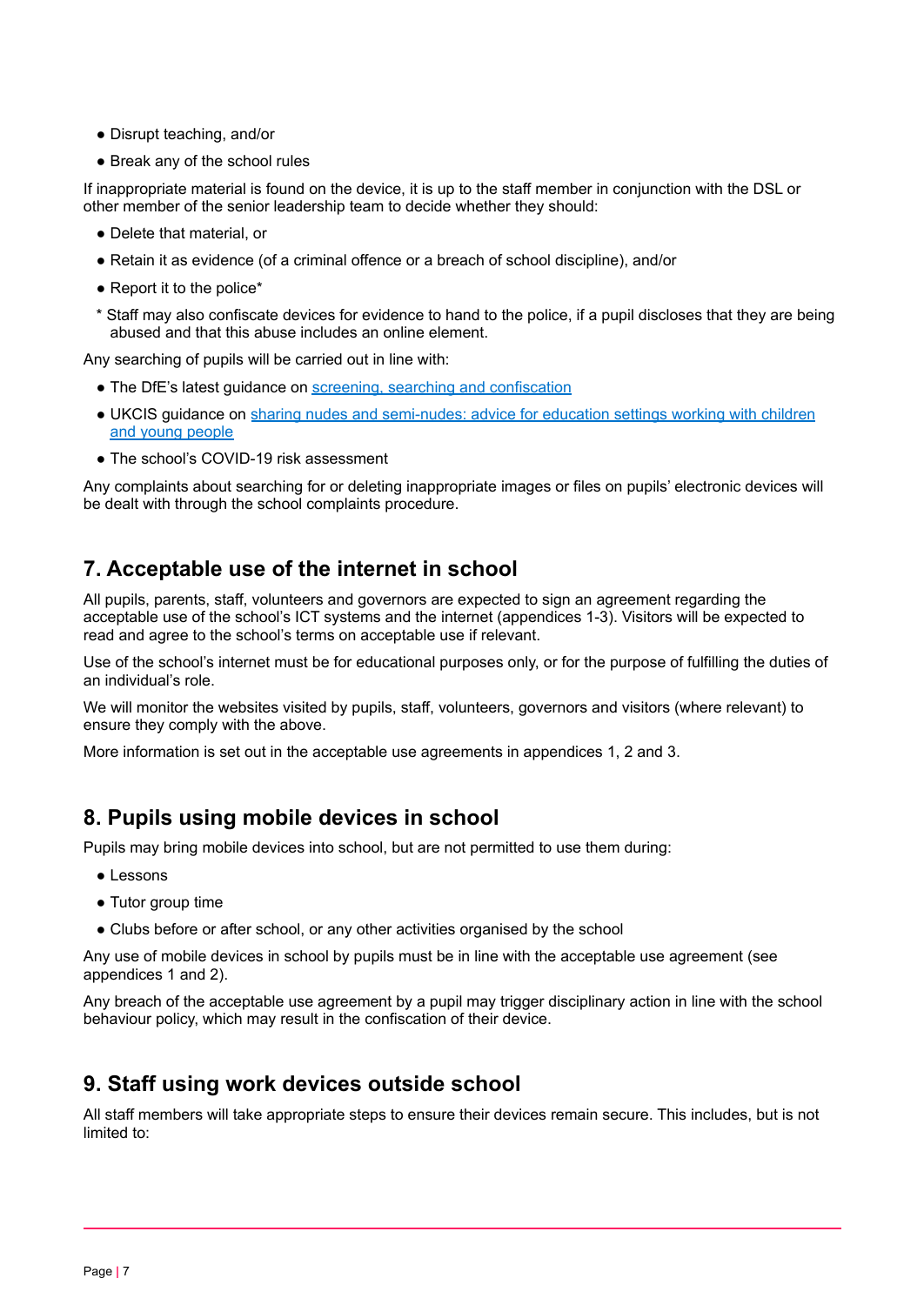- Disrupt teaching, and/or
- Break any of the school rules

If inappropriate material is found on the device, it is up to the staff member in conjunction with the DSL or other member of the senior leadership team to decide whether they should:

- Delete that material, or
- Retain it as evidence (of a criminal offence or a breach of school discipline), and/or
- Report it to the police*

\* Staff may also confiscate devices for evidence to hand to the police, if a pupil discloses that they are being abused and that this abuse includes an online element.

Any searching of pupils will be carried out in line with:

- The DfE's latest guidance on [screening, searching and confiscation]()
- UKCIS guidance on [sharing nudes and semi-nudes: advice for education settings working with children and young people]()
- The school's COVID-19 risk assessment

Any complaints about searching for or deleting inappropriate images or files on pupils' electronic devices will be dealt with through the school complaints procedure.

## 7. Acceptable use of the internet in school

All pupils, parents, staff, volunteers and governors are expected to sign an agreement regarding the acceptable use of the school's ICT systems and the internet (appendices 1-3). Visitors will be expected to read and agree to the school's terms on acceptable use if relevant.

Use of the school's internet must be for educational purposes only, or for the purpose of fulfilling the duties of an individual's role.

We will monitor the websites visited by pupils, staff, volunteers, governors and visitors (where relevant) to ensure they comply with the above.

More information is set out in the acceptable use agreements in appendices 1, 2 and 3.

## 8. Pupils using mobile devices in school

Pupils may bring mobile devices into school, but are not permitted to use them during:

- Lessons
- Tutor group time
- Clubs before or after school, or any other activities organised by the school

Any use of mobile devices in school by pupils must be in line with the acceptable use agreement (see appendices 1 and 2).

Any breach of the acceptable use agreement by a pupil may trigger disciplinary action in line with the school behaviour policy, which may result in the confiscation of their device.

## 9. Staff using work devices outside school

All staff members will take appropriate steps to ensure their devices remain secure. This includes, but is not limited to: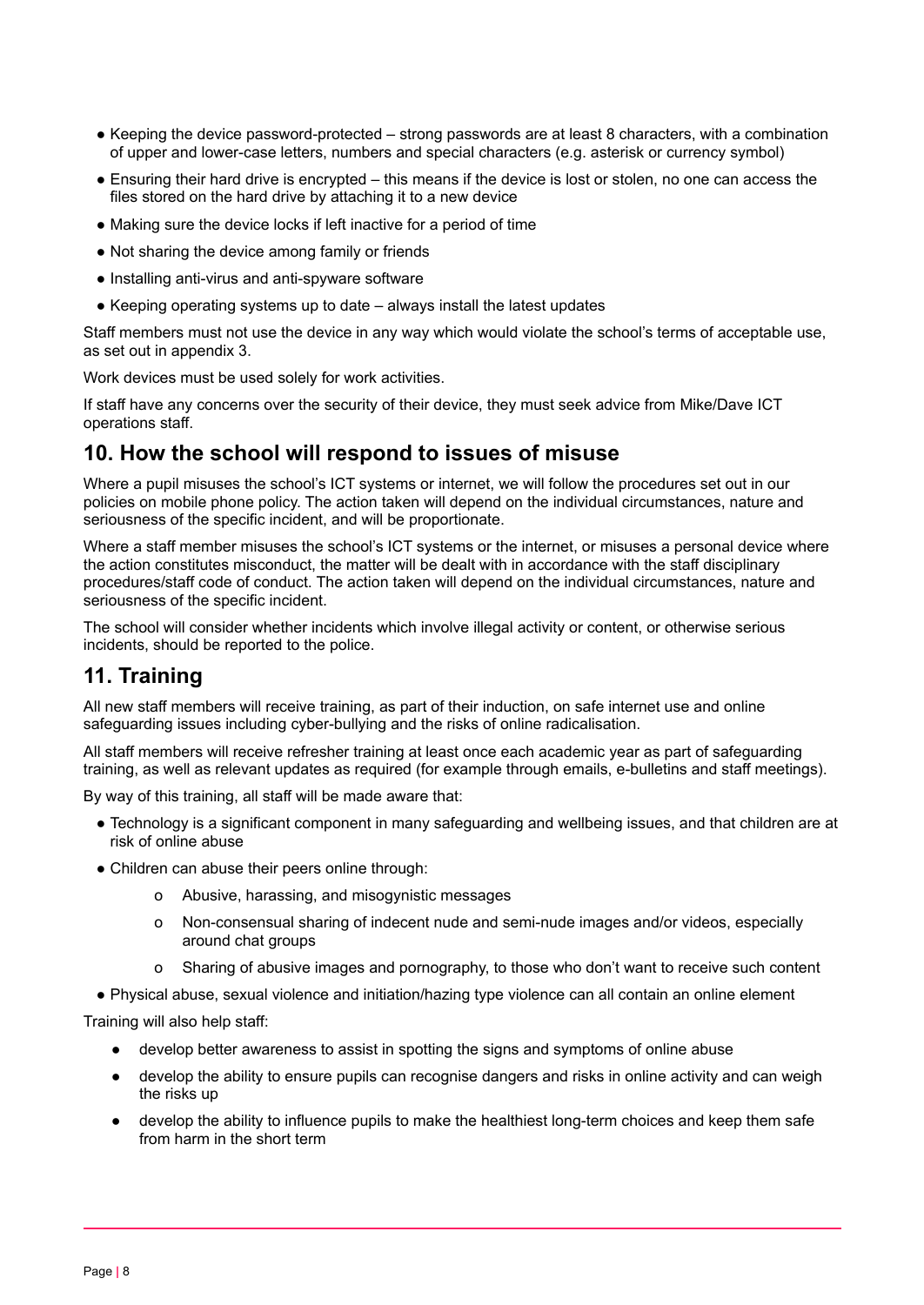- Keeping the device password-protected – strong passwords are at least 8 characters, with a combination of upper and lower-case letters, numbers and special characters (e.g. asterisk or currency symbol)
- Ensuring their hard drive is encrypted – this means if the device is lost or stolen, no one can access the files stored on the hard drive by attaching it to a new device
- Making sure the device locks if left inactive for a period of time
- Not sharing the device among family or friends
- Installing anti-virus and anti-spyware software
- Keeping operating systems up to date – always install the latest updates

Staff members must not use the device in any way which would violate the school's terms of acceptable use, as set out in appendix 3.

Work devices must be used solely for work activities.

If staff have any concerns over the security of their device, they must seek advice from Mike/Dave ICT operations staff.

## 10. How the school will respond to issues of misuse

Where a pupil misuses the school's ICT systems or internet, we will follow the procedures set out in our policies on mobile phone policy. The action taken will depend on the individual circumstances, nature and seriousness of the specific incident, and will be proportionate.

Where a staff member misuses the school's ICT systems or the internet, or misuses a personal device where the action constitutes misconduct, the matter will be dealt with in accordance with the staff disciplinary procedures/staff code of conduct. The action taken will depend on the individual circumstances, nature and seriousness of the specific incident.

The school will consider whether incidents which involve illegal activity or content, or otherwise serious incidents, should be reported to the police.

## 11. Training

All new staff members will receive training, as part of their induction, on safe internet use and online safeguarding issues including cyber-bullying and the risks of online radicalisation.

All staff members will receive refresher training at least once each academic year as part of safeguarding training, as well as relevant updates as required (for example through emails, e-bulletins and staff meetings).

By way of this training, all staff will be made aware that:

- Technology is a significant component in many safeguarding and wellbeing issues, and that children are at risk of online abuse
- Children can abuse their peers online through:
    - Abusive, harassing, and misogynistic messages
    - Non-consensual sharing of indecent nude and semi-nude images and/or videos, especially around chat groups
    - Sharing of abusive images and pornography, to those who don't want to receive such content
- Physical abuse, sexual violence and initiation/hazing type violence can all contain an online element

Training will also help staff:

- develop better awareness to assist in spotting the signs and symptoms of online abuse
- develop the ability to ensure pupils can recognise dangers and risks in online activity and can weigh the risks up
- develop the ability to influence pupils to make the healthiest long-term choices and keep them safe from harm in the short term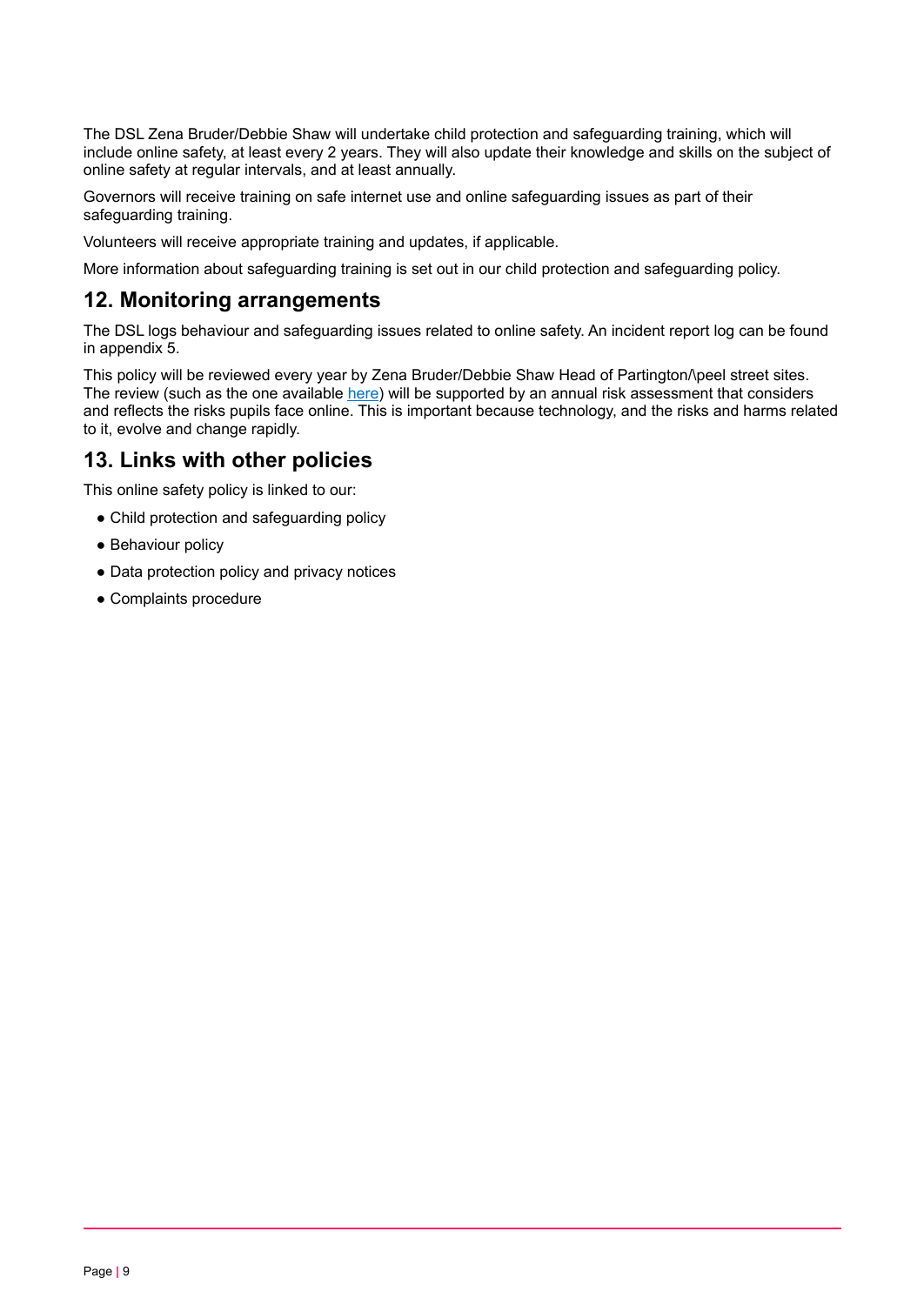The DSL Zena Bruder/Debbie Shaw will undertake child protection and safeguarding training, which will include online safety, at least every 2 years. They will also update their knowledge and skills on the subject of online safety at regular intervals, and at least annually.

Governors will receive training on safe internet use and online safeguarding issues as part of their safeguarding training.

Volunteers will receive appropriate training and updates, if applicable.

More information about safeguarding training is set out in our child protection and safeguarding policy.

## 12. Monitoring arrangements

The DSL logs behaviour and safeguarding issues related to online safety. An incident report log can be found in appendix 5.

This policy will be reviewed every year by Zena Bruder/Debbie Shaw Head of Partington/\peel street sites. The review (such as the one available here) will be supported by an annual risk assessment that considers and reflects the risks pupils face online. This is important because technology, and the risks and harms related to it, evolve and change rapidly.

## 13. Links with other policies

This online safety policy is linked to our:

- Child protection and safeguarding policy
- Behaviour policy
- Data protection policy and privacy notices
- Complaints procedure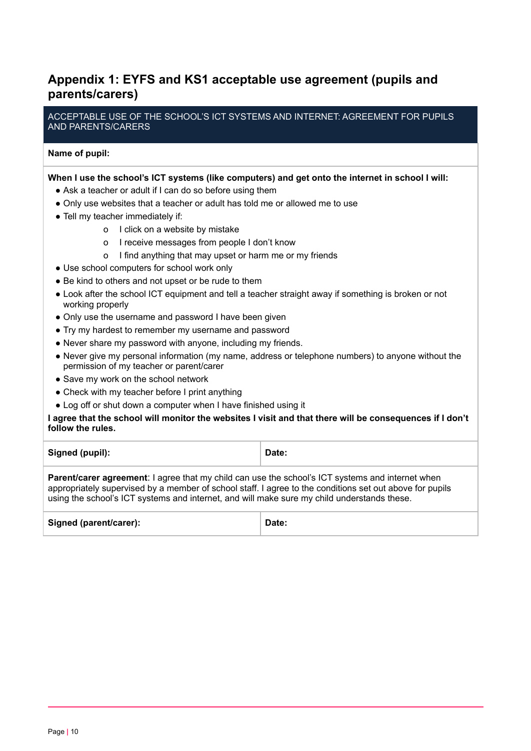## Appendix 1: EYFS and KS1 acceptable use agreement (pupils and parents/carers)

ACCEPTABLE USE OF THE SCHOOL'S ICT SYSTEMS AND INTERNET: AGREEMENT FOR PUPILS AND PARENTS/CARERS

**Name of pupil:**

**When I use the school's ICT systems (like computers) and get onto the internet in school I will:**

- Ask a teacher or adult if I can do so before using them
- Only use websites that a teacher or adult has told me or allowed me to use
- Tell my teacher immediately if:
  - I click on a website by mistake
  - I receive messages from people I don't know
  - I find anything that may upset or harm me or my friends
- Use school computers for school work only
- Be kind to others and not upset or be rude to them
- Look after the school ICT equipment and tell a teacher straight away if something is broken or not working properly
- Only use the username and password I have been given
- Try my hardest to remember my username and password
- Never share my password with anyone, including my friends.
- Never give my personal information (my name, address or telephone numbers) to anyone without the permission of my teacher or parent/carer
- Save my work on the school network
- Check with my teacher before I print anything
- Log off or shut down a computer when I have finished using it

**I agree that the school will monitor the websites I visit and that there will be consequences if I don't follow the rules.**

| **Signed (pupil):** | **Date:** |
|---|---|

**Parent/carer agreement**: I agree that my child can use the school's ICT systems and internet when appropriately supervised by a member of school staff. I agree to the conditions set out above for pupils using the school's ICT systems and internet, and will make sure my child understands these.

| **Signed (parent/carer):** | **Date:** |
|---|---|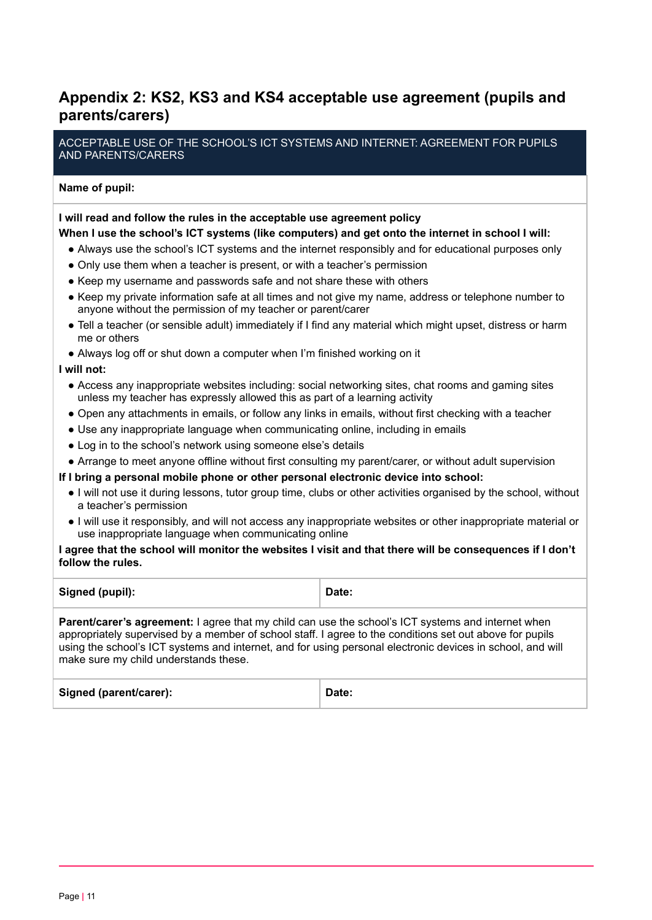## Appendix 2: KS2, KS3 and KS4 acceptable use agreement (pupils and parents/carers)

| ACCEPTABLE USE OF THE SCHOOL'S ICT SYSTEMS AND INTERNET: AGREEMENT FOR PUPILS AND PARENTS/CARERS | |
|---|---|
| **Name of pupil:** | |

**I will read and follow the rules in the acceptable use agreement policy**

**When I use the school's ICT systems (like computers) and get onto the internet in school I will:**

- Always use the school's ICT systems and the internet responsibly and for educational purposes only
- Only use them when a teacher is present, or with a teacher's permission
- Keep my username and passwords safe and not share these with others
- Keep my private information safe at all times and not give my name, address or telephone number to anyone without the permission of my teacher or parent/carer
- Tell a teacher (or sensible adult) immediately if I find any material which might upset, distress or harm me or others
- Always log off or shut down a computer when I'm finished working on it

**I will not:**

- Access any inappropriate websites including: social networking sites, chat rooms and gaming sites unless my teacher has expressly allowed this as part of a learning activity
- Open any attachments in emails, or follow any links in emails, without first checking with a teacher
- Use any inappropriate language when communicating online, including in emails
- Log in to the school's network using someone else's details
- Arrange to meet anyone offline without first consulting my parent/carer, or without adult supervision

**If I bring a personal mobile phone or other personal electronic device into school:**

- I will not use it during lessons, tutor group time, clubs or other activities organised by the school, without a teacher's permission
- I will use it responsibly, and will not access any inappropriate websites or other inappropriate material or use inappropriate language when communicating online

**I agree that the school will monitor the websites I visit and that there will be consequences if I don't follow the rules.**

| **Signed (pupil):** | **Date:** |
|---|---|

**Parent/carer's agreement:** I agree that my child can use the school's ICT systems and internet when appropriately supervised by a member of school staff. I agree to the conditions set out above for pupils using the school's ICT systems and internet, and for using personal electronic devices in school, and will make sure my child understands these.

| **Signed (parent/carer):** | **Date:** |
|---|---|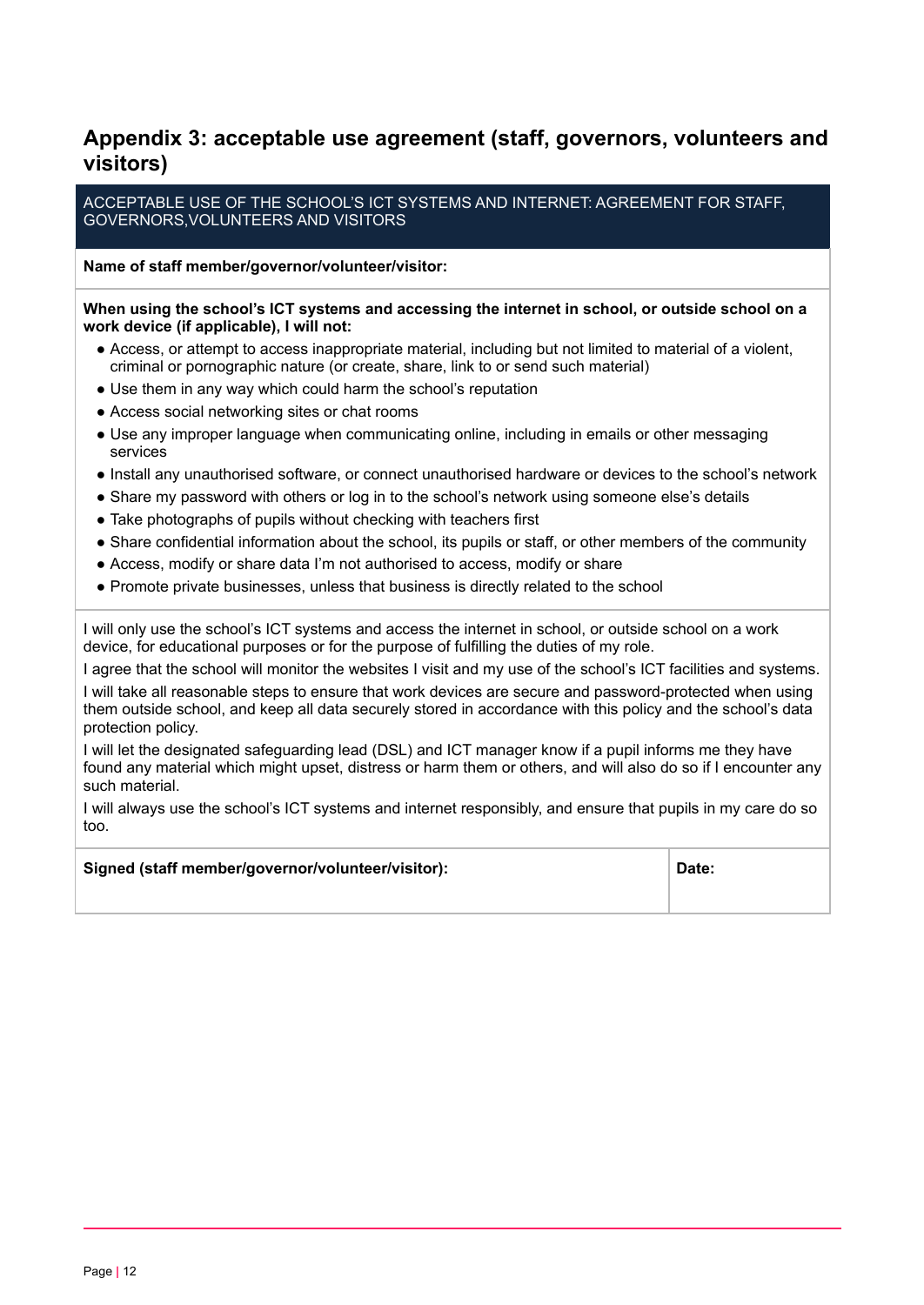## Appendix 3: acceptable use agreement (staff, governors, volunteers and visitors)

ACCEPTABLE USE OF THE SCHOOL'S ICT SYSTEMS AND INTERNET: AGREEMENT FOR STAFF, GOVERNORS,VOLUNTEERS AND VISITORS

**Name of staff member/governor/volunteer/visitor:**

**When using the school's ICT systems and accessing the internet in school, or outside school on a work device (if applicable), I will not:**

- Access, or attempt to access inappropriate material, including but not limited to material of a violent, criminal or pornographic nature (or create, share, link to or send such material)
- Use them in any way which could harm the school's reputation
- Access social networking sites or chat rooms
- Use any improper language when communicating online, including in emails or other messaging services
- Install any unauthorised software, or connect unauthorised hardware or devices to the school's network
- Share my password with others or log in to the school's network using someone else's details
- Take photographs of pupils without checking with teachers first
- Share confidential information about the school, its pupils or staff, or other members of the community
- Access, modify or share data I'm not authorised to access, modify or share
- Promote private businesses, unless that business is directly related to the school

I will only use the school's ICT systems and access the internet in school, or outside school on a work device, for educational purposes or for the purpose of fulfilling the duties of my role.

I agree that the school will monitor the websites I visit and my use of the school's ICT facilities and systems.

I will take all reasonable steps to ensure that work devices are secure and password-protected when using them outside school, and keep all data securely stored in accordance with this policy and the school's data protection policy.

I will let the designated safeguarding lead (DSL) and ICT manager know if a pupil informs me they have found any material which might upset, distress or harm them or others, and will also do so if I encounter any such material.

I will always use the school's ICT systems and internet responsibly, and ensure that pupils in my care do so too.

| **Signed (staff member/governor/volunteer/visitor):** | **Date:** |
| --- | --- |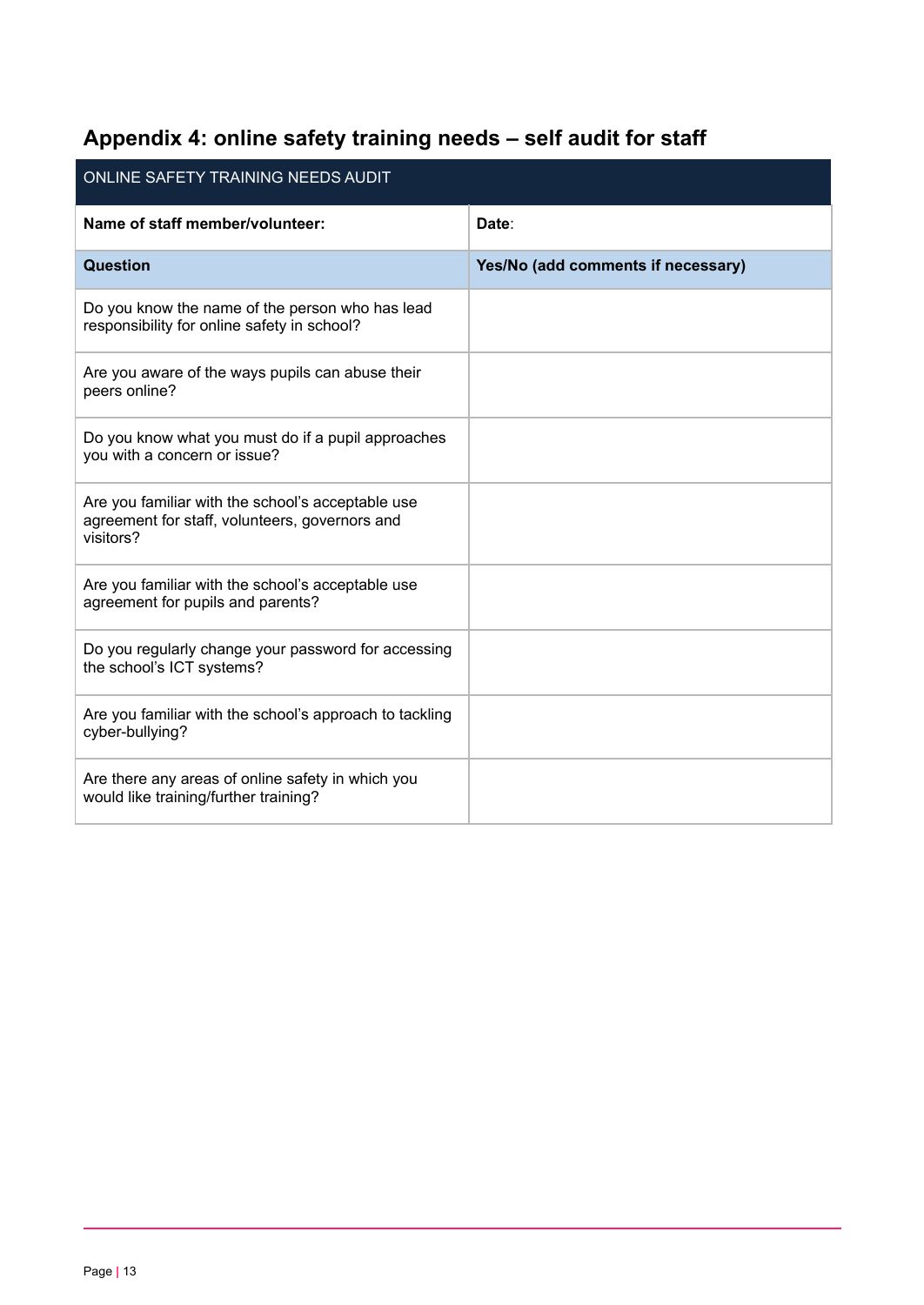## Appendix 4: online safety training needs – self audit for staff

| ONLINE SAFETY TRAINING NEEDS AUDIT | |
|---|---|
| **Name of staff member/volunteer:** | **Date**: |
| **Question** | **Yes/No (add comments if necessary)** |
| Do you know the name of the person who has lead responsibility for online safety in school? | |
| Are you aware of the ways pupils can abuse their peers online? | |
| Do you know what you must do if a pupil approaches you with a concern or issue? | |
| Are you familiar with the school's acceptable use agreement for staff, volunteers, governors and visitors? | |
| Are you familiar with the school's acceptable use agreement for pupils and parents? | |
| Do you regularly change your password for accessing the school's ICT systems? | |
| Are you familiar with the school's approach to tackling cyber-bullying? | |
| Are there any areas of online safety in which you would like training/further training? | |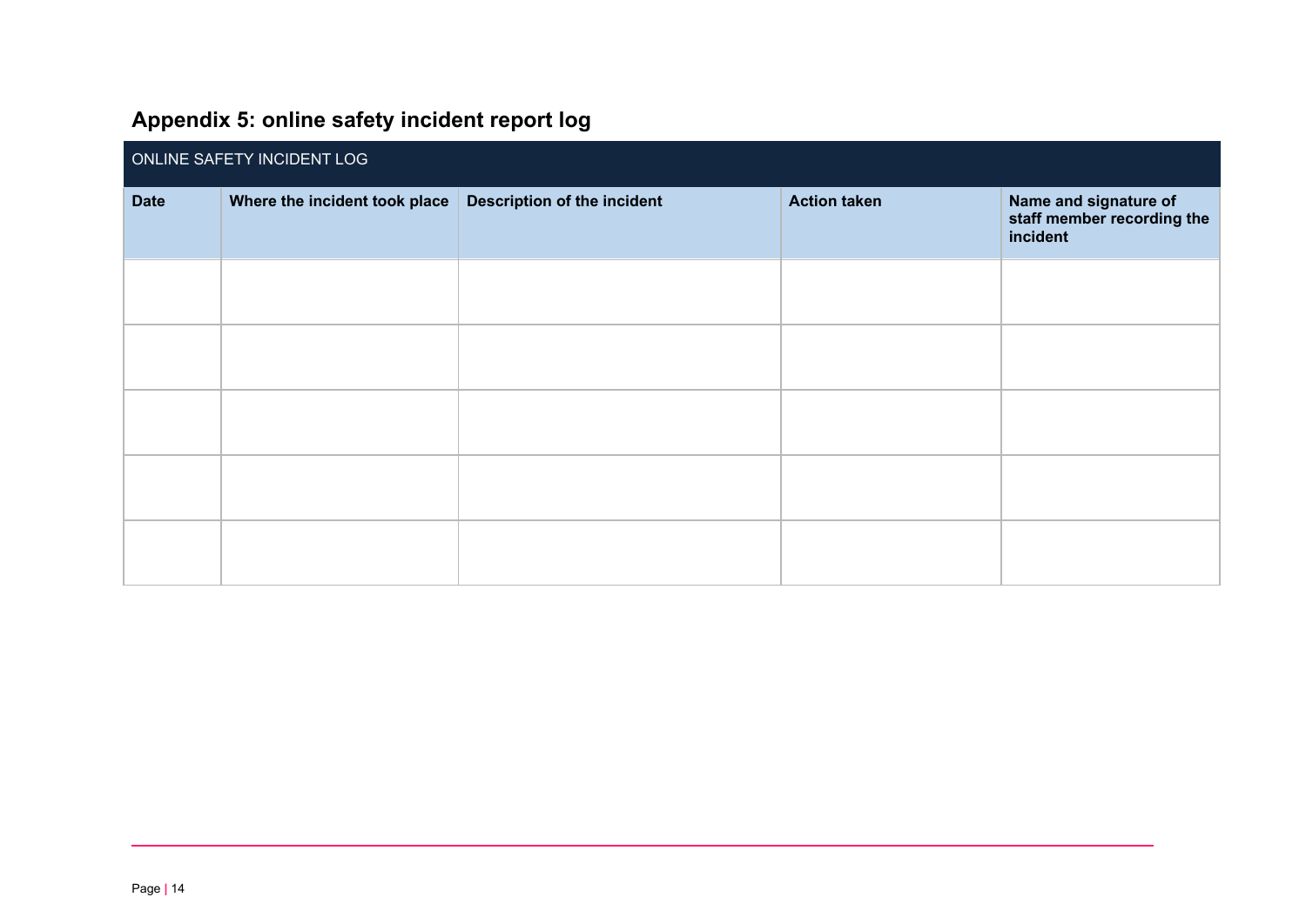## Appendix 5: online safety incident report log

| ONLINE SAFETY INCIDENT LOG | | | | |
|---|---|---|---|---|
| **Date** | **Where the incident took place** | **Description of the incident** | **Action taken** | **Name and signature of staff member recording the incident** |
| | | | | |
| | | | | |
| | | | | |
| | | | | |
| | | | | |